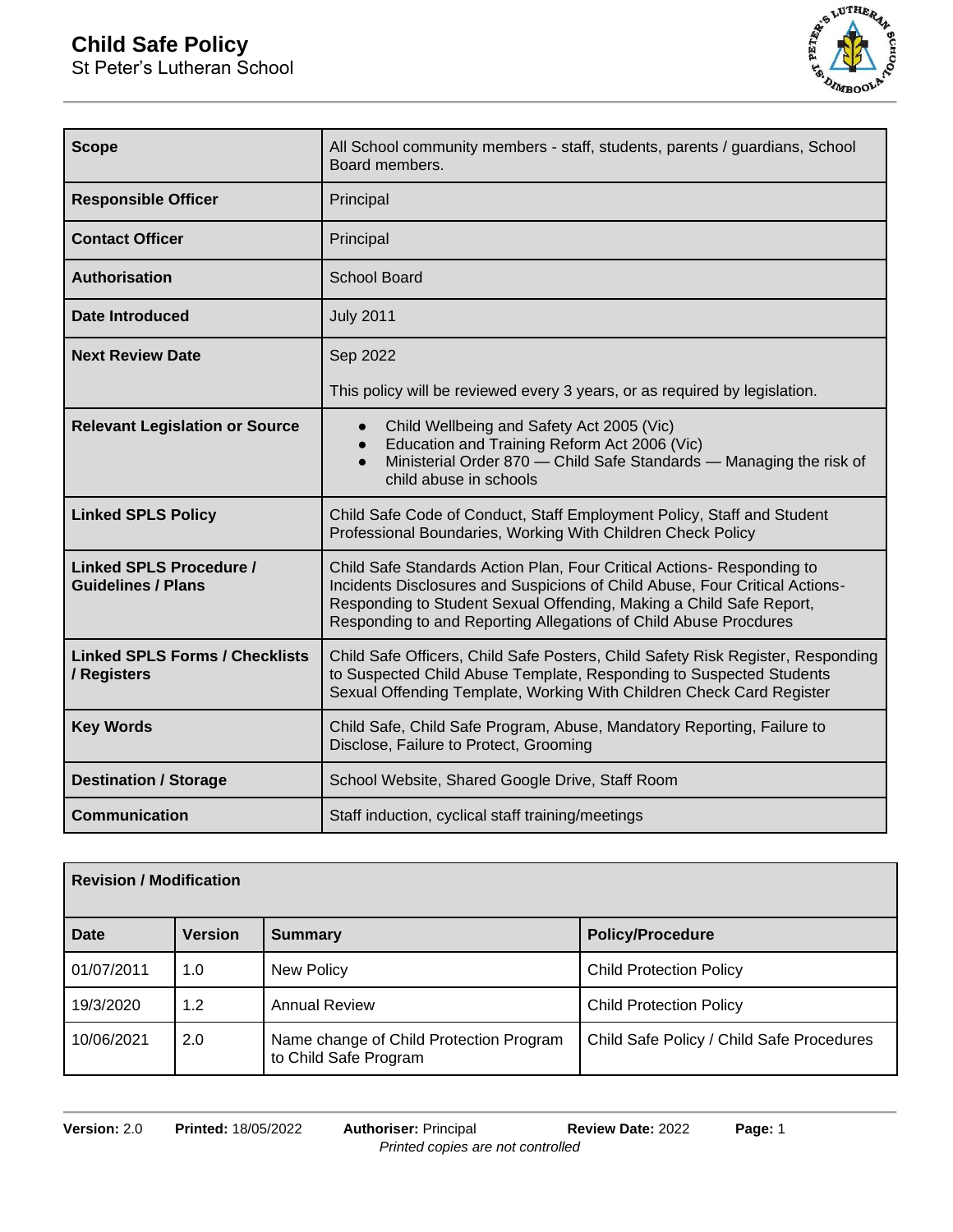# Child Safe Policy

St Peter's Lutheran School

| | |
|---|---|
| **Scope** | All School community members - staff, students, parents / guardians, School Board members. |
| **Responsible Officer** | Principal |
| **Contact Officer** | Principal |
| **Authorisation** | School Board |
| **Date Introduced** | July 2011 |
| **Next Review Date** | Sep 2022<br><br>This policy will be reviewed every 3 years, or as required by legislation. |
| **Relevant Legislation or Source** | • Child Wellbeing and Safety Act 2005 (Vic)<br>• Education and Training Reform Act 2006 (Vic)<br>• Ministerial Order 870 — Child Safe Standards — Managing the risk of child abuse in schools |
| **Linked SPLS Policy** | Child Safe Code of Conduct, Staff Employment Policy, Staff and Student Professional Boundaries, Working With Children Check Policy |
| **Linked SPLS Procedure / Guidelines / Plans** | Child Safe Standards Action Plan, Four Critical Actions- Responding to Incidents Disclosures and Suspicions of Child Abuse, Four Critical Actions- Responding to Student Sexual Offending, Making a Child Safe Report, Responding to and Reporting Allegations of Child Abuse Procdures |
| **Linked SPLS Forms / Checklists / Registers** | Child Safe Officers, Child Safe Posters, Child Safety Risk Register, Responding to Suspected Child Abuse Template, Responding to Suspected Students Sexual Offending Template, Working With Children Check Card Register |
| **Key Words** | Child Safe, Child Safe Program, Abuse, Mandatory Reporting, Failure to Disclose, Failure to Protect, Grooming |
| **Destination / Storage** | School Website, Shared Google Drive, Staff Room |
| **Communication** | Staff induction, cyclical staff training/meetings |

| **Revision / Modification** | | | |
|---|---|---|---|
| **Date** | **Version** | **Summary** | **Policy/Procedure** |
| 01/07/2011 | 1.0 | New Policy | Child Protection Policy |
| 19/3/2020 | 1.2 | Annual Review | Child Protection Policy |
| 10/06/2021 | 2.0 | Name change of Child Protection Program to Child Safe Program | Child Safe Policy / Child Safe Procedures |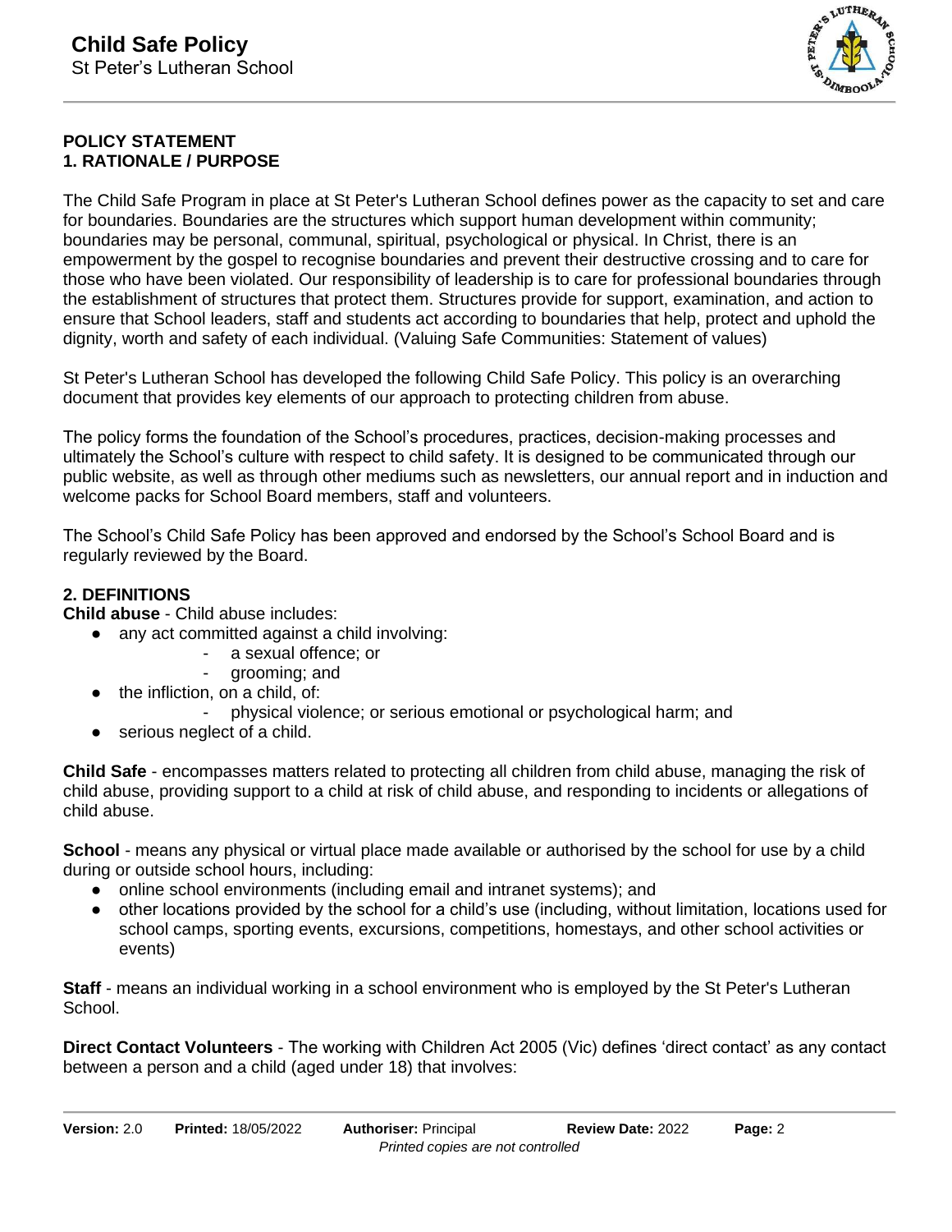**POLICY STATEMENT**
**1. RATIONALE / PURPOSE**

The Child Safe Program in place at St Peter's Lutheran School defines power as the capacity to set and care for boundaries. Boundaries are the structures which support human development within community; boundaries may be personal, communal, spiritual, psychological or physical. In Christ, there is an empowerment by the gospel to recognise boundaries and prevent their destructive crossing and to care for those who have been violated. Our responsibility of leadership is to care for professional boundaries through the establishment of structures that protect them. Structures provide for support, examination, and action to ensure that School leaders, staff and students act according to boundaries that help, protect and uphold the dignity, worth and safety of each individual. (Valuing Safe Communities: Statement of values)

St Peter's Lutheran School has developed the following Child Safe Policy. This policy is an overarching document that provides key elements of our approach to protecting children from abuse.

The policy forms the foundation of the School's procedures, practices, decision-making processes and ultimately the School's culture with respect to child safety. It is designed to be communicated through our public website, as well as through other mediums such as newsletters, our annual report and in induction and welcome packs for School Board members, staff and volunteers.

The School's Child Safe Policy has been approved and endorsed by the School's School Board and is regularly reviewed by the Board.

**2. DEFINITIONS**
**Child abuse** - Child abuse includes:

- any act committed against a child involving:
  - a sexual offence; or
  - grooming; and
- the infliction, on a child, of:
  - physical violence; or serious emotional or psychological harm; and
- serious neglect of a child.

**Child Safe** - encompasses matters related to protecting all children from child abuse, managing the risk of child abuse, providing support to a child at risk of child abuse, and responding to incidents or allegations of child abuse.

**School** - means any physical or virtual place made available or authorised by the school for use by a child during or outside school hours, including:

- online school environments (including email and intranet systems); and
- other locations provided by the school for a child's use (including, without limitation, locations used for school camps, sporting events, excursions, competitions, homestays, and other school activities or events)

**Staff** - means an individual working in a school environment who is employed by the St Peter's Lutheran School.

**Direct Contact Volunteers** - The working with Children Act 2005 (Vic) defines 'direct contact' as any contact between a person and a child (aged under 18) that involves: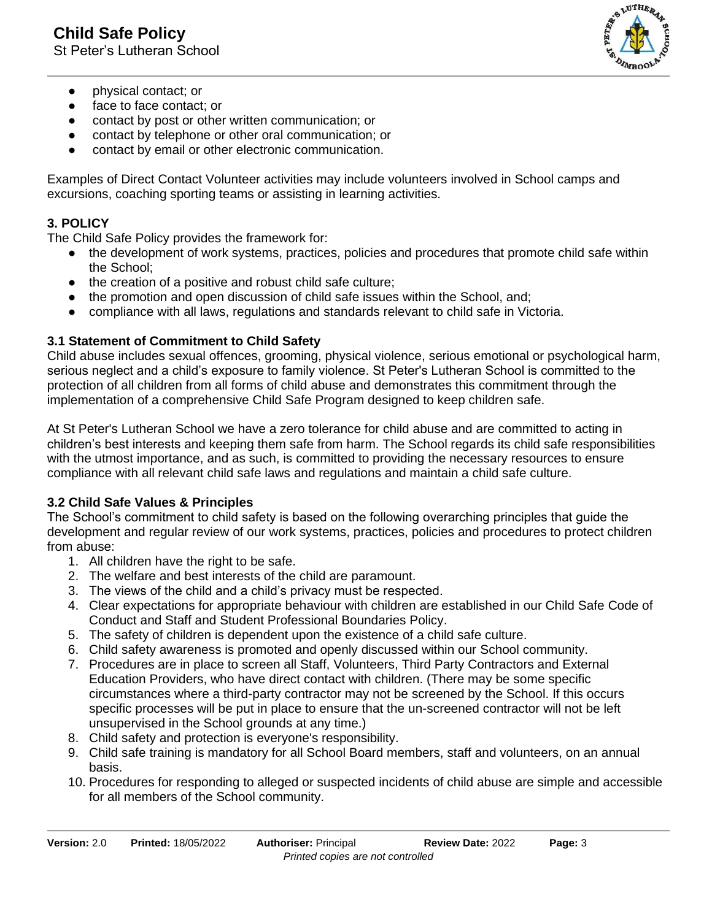- physical contact; or
- face to face contact; or
- contact by post or other written communication; or
- contact by telephone or other oral communication; or
- contact by email or other electronic communication.

Examples of Direct Contact Volunteer activities may include volunteers involved in School camps and excursions, coaching sporting teams or assisting in learning activities.

### 3. POLICY

The Child Safe Policy provides the framework for:

- the development of work systems, practices, policies and procedures that promote child safe within the School;
- the creation of a positive and robust child safe culture;
- the promotion and open discussion of child safe issues within the School, and;
- compliance with all laws, regulations and standards relevant to child safe in Victoria.

#### 3.1 Statement of Commitment to Child Safety

Child abuse includes sexual offences, grooming, physical violence, serious emotional or psychological harm, serious neglect and a child's exposure to family violence. St Peter's Lutheran School is committed to the protection of all children from all forms of child abuse and demonstrates this commitment through the implementation of a comprehensive Child Safe Program designed to keep children safe.

At St Peter's Lutheran School we have a zero tolerance for child abuse and are committed to acting in children's best interests and keeping them safe from harm. The School regards its child safe responsibilities with the utmost importance, and as such, is committed to providing the necessary resources to ensure compliance with all relevant child safe laws and regulations and maintain a child safe culture.

#### 3.2 Child Safe Values & Principles

The School's commitment to child safety is based on the following overarching principles that guide the development and regular review of our work systems, practices, policies and procedures to protect children from abuse:

1. All children have the right to be safe.
2. The welfare and best interests of the child are paramount.
3. The views of the child and a child's privacy must be respected.
4. Clear expectations for appropriate behaviour with children are established in our Child Safe Code of Conduct and Staff and Student Professional Boundaries Policy.
5. The safety of children is dependent upon the existence of a child safe culture.
6. Child safety awareness is promoted and openly discussed within our School community.
7. Procedures are in place to screen all Staff, Volunteers, Third Party Contractors and External Education Providers, who have direct contact with children. (There may be some specific circumstances where a third-party contractor may not be screened by the School. If this occurs specific processes will be put in place to ensure that the un-screened contractor will not be left unsupervised in the School grounds at any time.)
8. Child safety and protection is everyone's responsibility.
9. Child safe training is mandatory for all School Board members, staff and volunteers, on an annual basis.
10. Procedures for responding to alleged or suspected incidents of child abuse are simple and accessible for all members of the School community.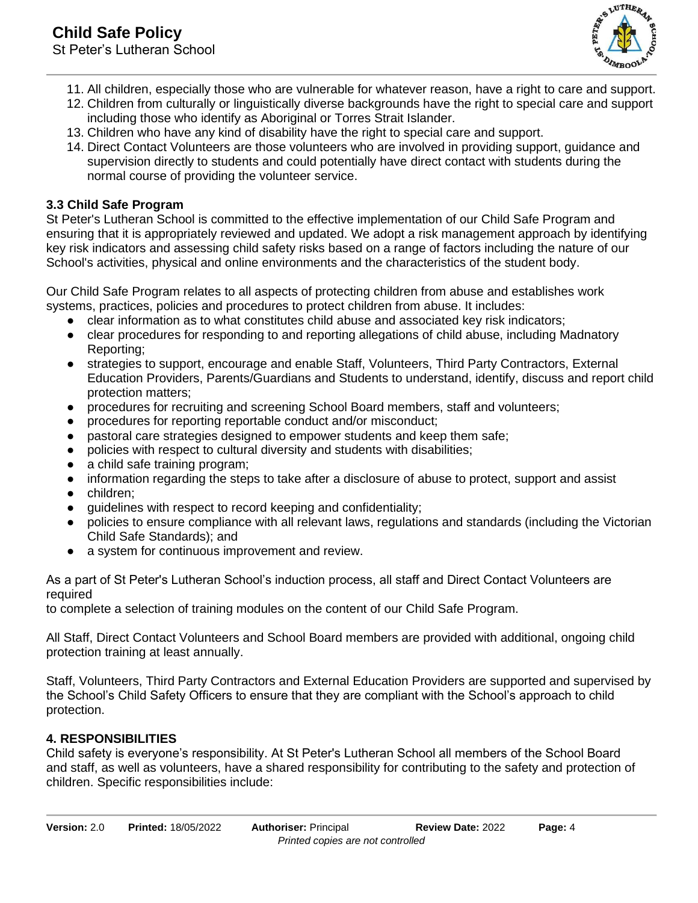11. All children, especially those who are vulnerable for whatever reason, have a right to care and support.
12. Children from culturally or linguistically diverse backgrounds have the right to special care and support including those who identify as Aboriginal or Torres Strait Islander.
13. Children who have any kind of disability have the right to special care and support.
14. Direct Contact Volunteers are those volunteers who are involved in providing support, guidance and supervision directly to students and could potentially have direct contact with students during the normal course of providing the volunteer service.

### 3.3 Child Safe Program

St Peter's Lutheran School is committed to the effective implementation of our Child Safe Program and ensuring that it is appropriately reviewed and updated. We adopt a risk management approach by identifying key risk indicators and assessing child safety risks based on a range of factors including the nature of our School's activities, physical and online environments and the characteristics of the student body.

Our Child Safe Program relates to all aspects of protecting children from abuse and establishes work systems, practices, policies and procedures to protect children from abuse. It includes:

- clear information as to what constitutes child abuse and associated key risk indicators;
- clear procedures for responding to and reporting allegations of child abuse, including Madnatory Reporting;
- strategies to support, encourage and enable Staff, Volunteers, Third Party Contractors, External Education Providers, Parents/Guardians and Students to understand, identify, discuss and report child protection matters;
- procedures for recruiting and screening School Board members, staff and volunteers;
- procedures for reporting reportable conduct and/or misconduct;
- pastoral care strategies designed to empower students and keep them safe;
- policies with respect to cultural diversity and students with disabilities;
- a child safe training program;
- information regarding the steps to take after a disclosure of abuse to protect, support and assist
- children;
- guidelines with respect to record keeping and confidentiality;
- policies to ensure compliance with all relevant laws, regulations and standards (including the Victorian Child Safe Standards); and
- a system for continuous improvement and review.

As a part of St Peter's Lutheran School's induction process, all staff and Direct Contact Volunteers are required
to complete a selection of training modules on the content of our Child Safe Program.

All Staff, Direct Contact Volunteers and School Board members are provided with additional, ongoing child protection training at least annually.

Staff, Volunteers, Third Party Contractors and External Education Providers are supported and supervised by the School's Child Safety Officers to ensure that they are compliant with the School's approach to child protection.

## 4. RESPONSIBILITIES

Child safety is everyone's responsibility. At St Peter's Lutheran School all members of the School Board and staff, as well as volunteers, have a shared responsibility for contributing to the safety and protection of children. Specific responsibilities include: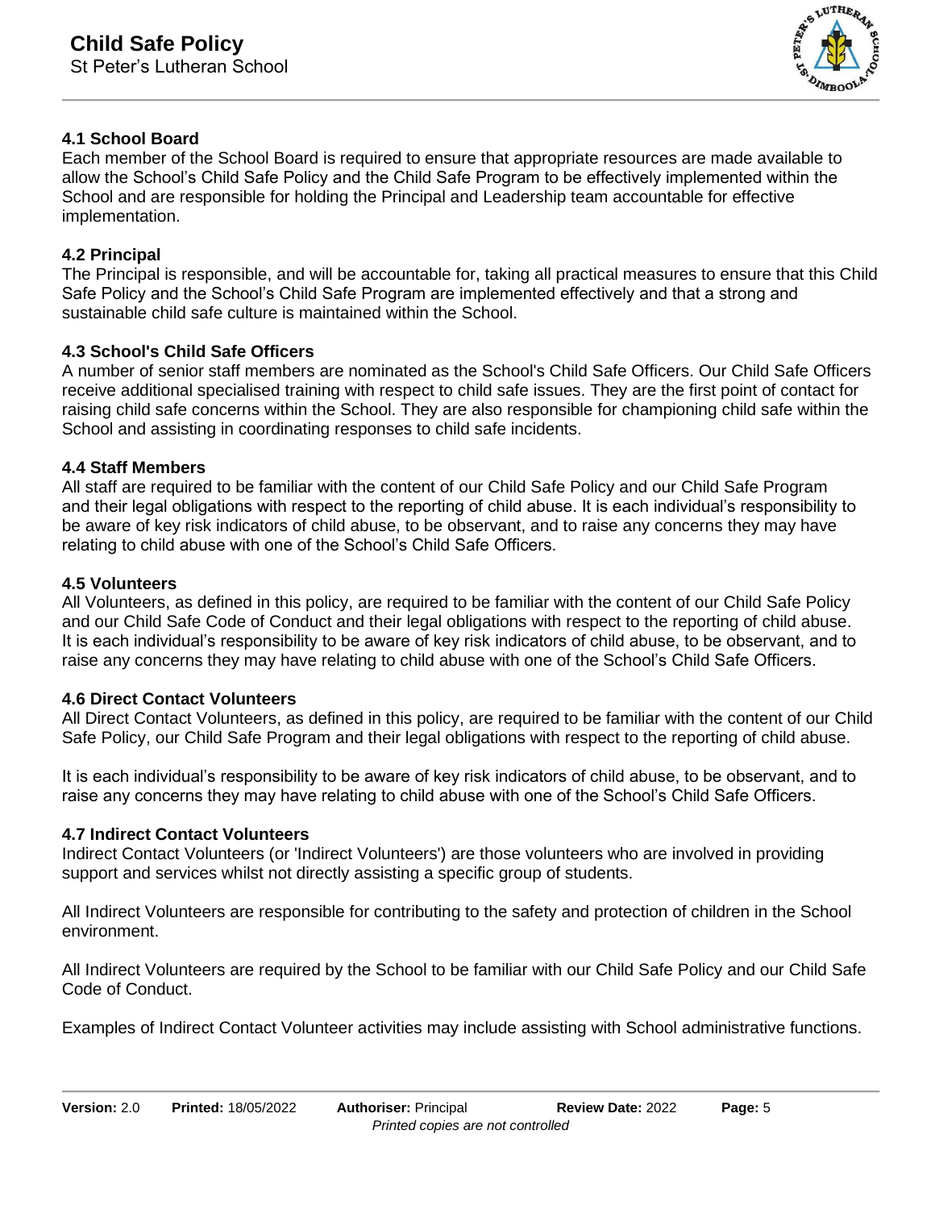### 4.1 School Board

Each member of the School Board is required to ensure that appropriate resources are made available to allow the School's Child Safe Policy and the Child Safe Program to be effectively implemented within the School and are responsible for holding the Principal and Leadership team accountable for effective implementation.

### 4.2 Principal

The Principal is responsible, and will be accountable for, taking all practical measures to ensure that this Child Safe Policy and the School's Child Safe Program are implemented effectively and that a strong and sustainable child safe culture is maintained within the School.

### 4.3 School's Child Safe Officers

A number of senior staff members are nominated as the School's Child Safe Officers. Our Child Safe Officers receive additional specialised training with respect to child safe issues. They are the first point of contact for raising child safe concerns within the School. They are also responsible for championing child safe within the School and assisting in coordinating responses to child safe incidents.

### 4.4 Staff Members

All staff are required to be familiar with the content of our Child Safe Policy and our Child Safe Program and their legal obligations with respect to the reporting of child abuse. It is each individual's responsibility to be aware of key risk indicators of child abuse, to be observant, and to raise any concerns they may have relating to child abuse with one of the School's Child Safe Officers.

### 4.5 Volunteers

All Volunteers, as defined in this policy, are required to be familiar with the content of our Child Safe Policy and our Child Safe Code of Conduct and their legal obligations with respect to the reporting of child abuse. It is each individual's responsibility to be aware of key risk indicators of child abuse, to be observant, and to raise any concerns they may have relating to child abuse with one of the School's Child Safe Officers.

### 4.6 Direct Contact Volunteers

All Direct Contact Volunteers, as defined in this policy, are required to be familiar with the content of our Child Safe Policy, our Child Safe Program and their legal obligations with respect to the reporting of child abuse.

It is each individual's responsibility to be aware of key risk indicators of child abuse, to be observant, and to raise any concerns they may have relating to child abuse with one of the School's Child Safe Officers.

### 4.7 Indirect Contact Volunteers

Indirect Contact Volunteers (or 'Indirect Volunteers') are those volunteers who are involved in providing support and services whilst not directly assisting a specific group of students.

All Indirect Volunteers are responsible for contributing to the safety and protection of children in the School environment.

All Indirect Volunteers are required by the School to be familiar with our Child Safe Policy and our Child Safe Code of Conduct.

Examples of Indirect Contact Volunteer activities may include assisting with School administrative functions.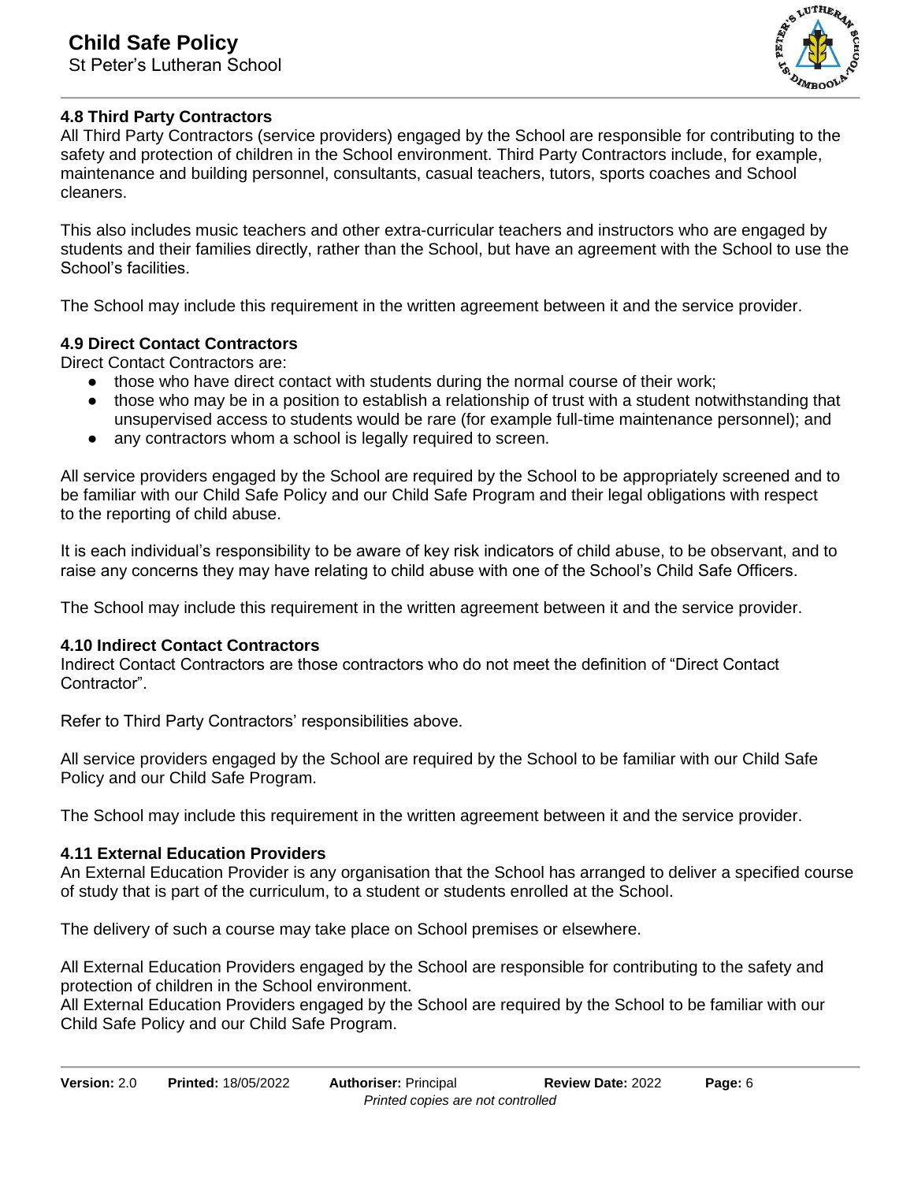### 4.8 Third Party Contractors

All Third Party Contractors (service providers) engaged by the School are responsible for contributing to the safety and protection of children in the School environment. Third Party Contractors include, for example, maintenance and building personnel, consultants, casual teachers, tutors, sports coaches and School cleaners.

This also includes music teachers and other extra-curricular teachers and instructors who are engaged by students and their families directly, rather than the School, but have an agreement with the School to use the School's facilities.

The School may include this requirement in the written agreement between it and the service provider.

### 4.9 Direct Contact Contractors

Direct Contact Contractors are:

- those who have direct contact with students during the normal course of their work;
- those who may be in a position to establish a relationship of trust with a student notwithstanding that unsupervised access to students would be rare (for example full-time maintenance personnel); and
- any contractors whom a school is legally required to screen.

All service providers engaged by the School are required by the School to be appropriately screened and to be familiar with our Child Safe Policy and our Child Safe Program and their legal obligations with respect to the reporting of child abuse.

It is each individual's responsibility to be aware of key risk indicators of child abuse, to be observant, and to raise any concerns they may have relating to child abuse with one of the School's Child Safe Officers.

The School may include this requirement in the written agreement between it and the service provider.

### 4.10 Indirect Contact Contractors

Indirect Contact Contractors are those contractors who do not meet the definition of "Direct Contact Contractor".

Refer to Third Party Contractors' responsibilities above.

All service providers engaged by the School are required by the School to be familiar with our Child Safe Policy and our Child Safe Program.

The School may include this requirement in the written agreement between it and the service provider.

### 4.11 External Education Providers

An External Education Provider is any organisation that the School has arranged to deliver a specified course of study that is part of the curriculum, to a student or students enrolled at the School.

The delivery of such a course may take place on School premises or elsewhere.

All External Education Providers engaged by the School are responsible for contributing to the safety and protection of children in the School environment.
All External Education Providers engaged by the School are required by the School to be familiar with our Child Safe Policy and our Child Safe Program.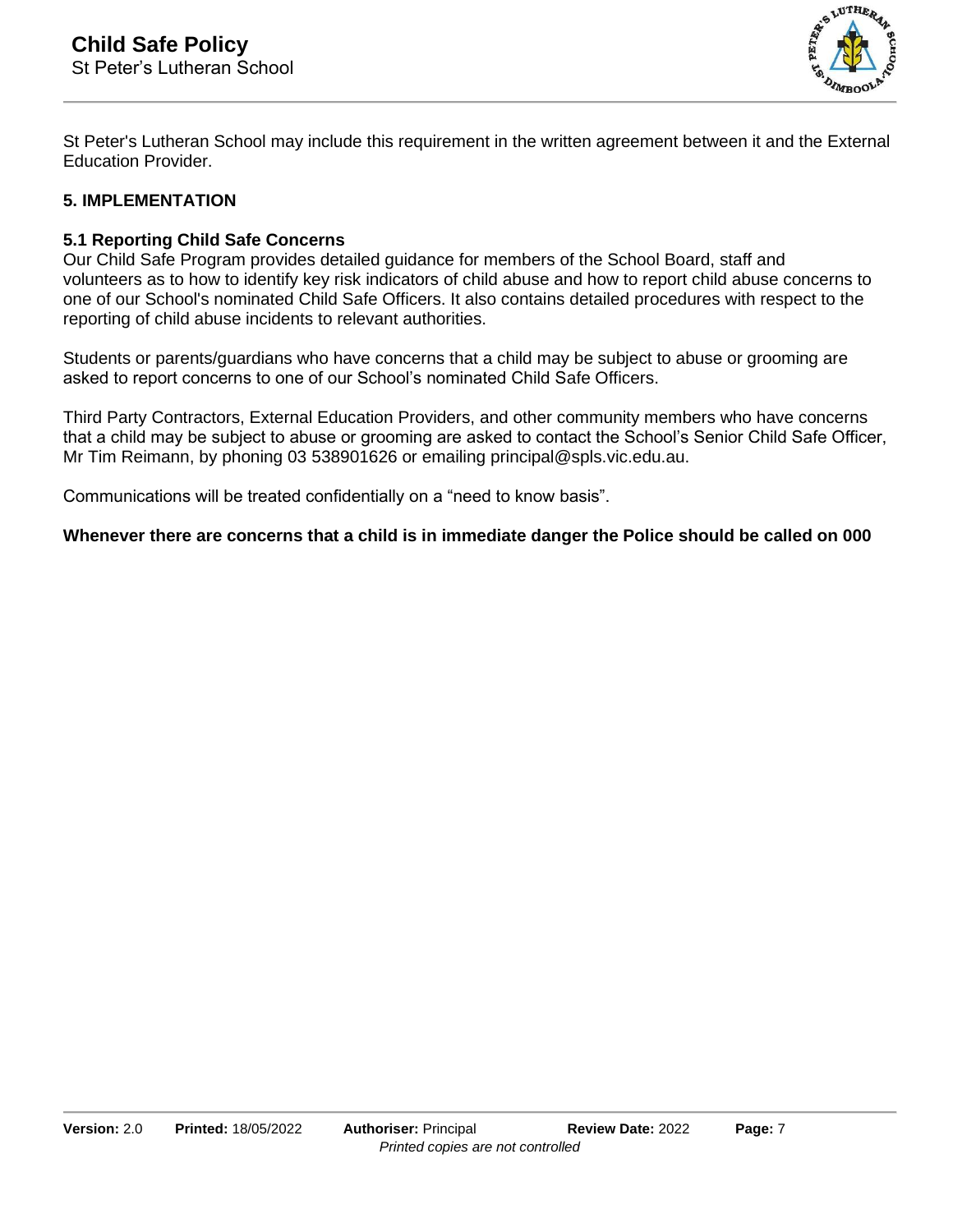St Peter's Lutheran School may include this requirement in the written agreement between it and the External Education Provider.

## 5. IMPLEMENTATION

### 5.1 Reporting Child Safe Concerns

Our Child Safe Program provides detailed guidance for members of the School Board, staff and volunteers as to how to identify key risk indicators of child abuse and how to report child abuse concerns to one of our School's nominated Child Safe Officers. It also contains detailed procedures with respect to the reporting of child abuse incidents to relevant authorities.

Students or parents/guardians who have concerns that a child may be subject to abuse or grooming are asked to report concerns to one of our School's nominated Child Safe Officers.

Third Party Contractors, External Education Providers, and other community members who have concerns that a child may be subject to abuse or grooming are asked to contact the School's Senior Child Safe Officer, Mr Tim Reimann, by phoning 03 538901626 or emailing principal@spls.vic.edu.au.

Communications will be treated confidentially on a "need to know basis".

**Whenever there are concerns that a child is in immediate danger the Police should be called on 000**